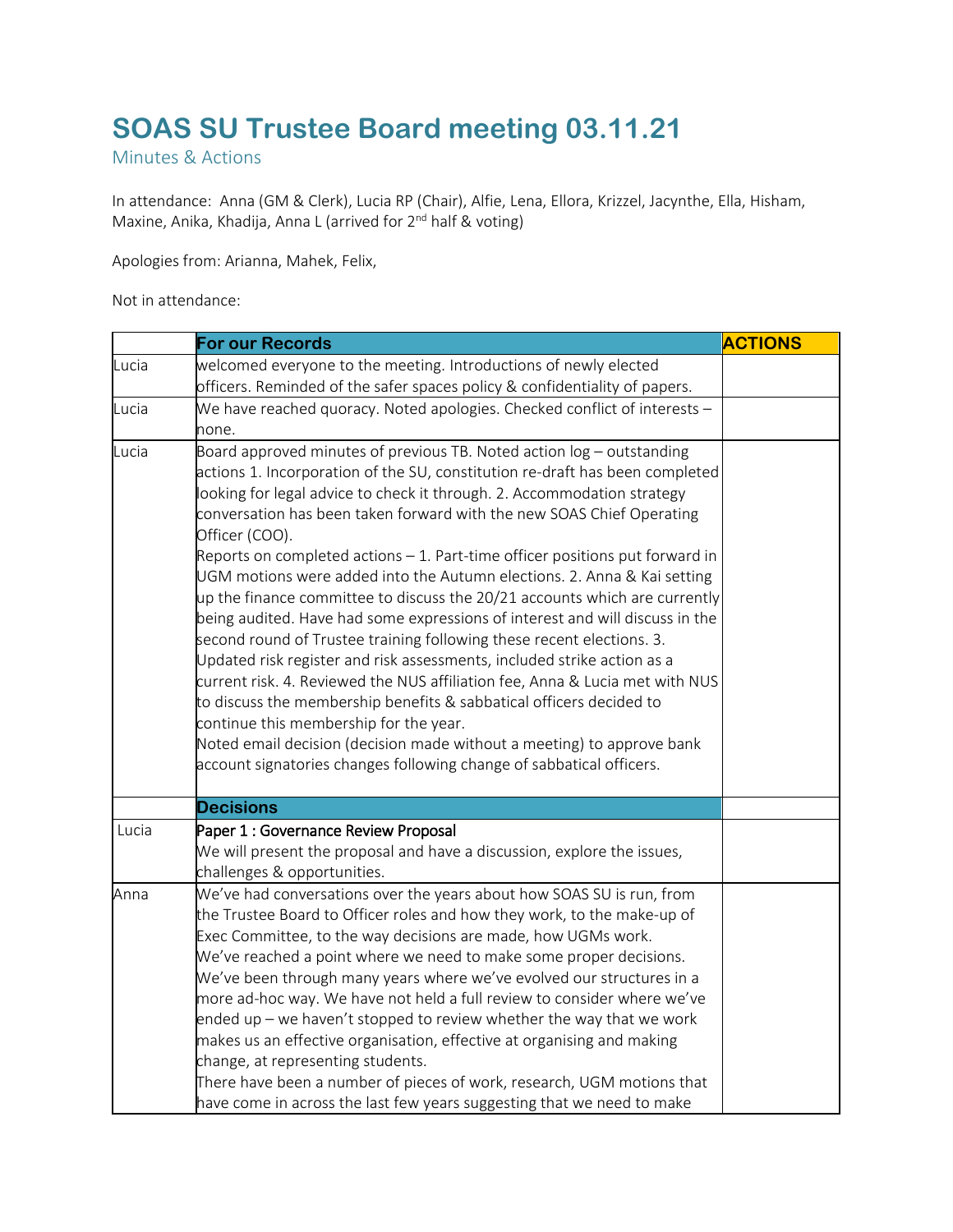# SOAS SU Trustee Board meeting 03.11.21

Minutes & Actions

In attendance: Anna (GM & Clerk), Lucia RP (Chair), Alfie, Lena, Ellora, Krizzel, Jacynthe, Ella, Hisham, Maxine, Anika, Khadija, Anna L (arrived for 2nd half & voting)

Apologies from: Arianna, Mahek, Felix,

Not in attendance:

| | **For our Records** | **ACTIONS** |
|---|---|---|
| Lucia | welcomed everyone to the meeting. Introductions of newly elected officers. Reminded of the safer spaces policy & confidentiality of papers. | |
| Lucia | We have reached quoracy. Noted apologies. Checked conflict of interests – none. | |
| Lucia | Board approved minutes of previous TB. Noted action log – outstanding actions 1. Incorporation of the SU, constitution re-draft has been completed looking for legal advice to check it through. 2. Accommodation strategy conversation has been taken forward with the new SOAS Chief Operating Officer (COO).<br>Reports on completed actions – 1. Part-time officer positions put forward in UGM motions were added into the Autumn elections. 2. Anna & Kai setting up the finance committee to discuss the 20/21 accounts which are currently being audited. Have had some expressions of interest and will discuss in the second round of Trustee training following these recent elections. 3. Updated risk register and risk assessments, included strike action as a current risk. 4. Reviewed the NUS affiliation fee, Anna & Lucia met with NUS to discuss the membership benefits & sabbatical officers decided to continue this membership for the year.<br>Noted email decision (decision made without a meeting) to approve bank account signatories changes following change of sabbatical officers. | |
| | **Decisions** | |
| Lucia | Paper 1 : Governance Review Proposal<br>We will present the proposal and have a discussion, explore the issues, challenges & opportunities. | |
| Anna | We've had conversations over the years about how SOAS SU is run, from the Trustee Board to Officer roles and how they work, to the make-up of Exec Committee, to the way decisions are made, how UGMs work.<br>We've reached a point where we need to make some proper decisions. We've been through many years where we've evolved our structures in a more ad-hoc way. We have not held a full review to consider where we've ended up – we haven't stopped to review whether the way that we work makes us an effective organisation, effective at organising and making change, at representing students.<br>There have been a number of pieces of work, research, UGM motions that have come in across the last few years suggesting that we need to make | |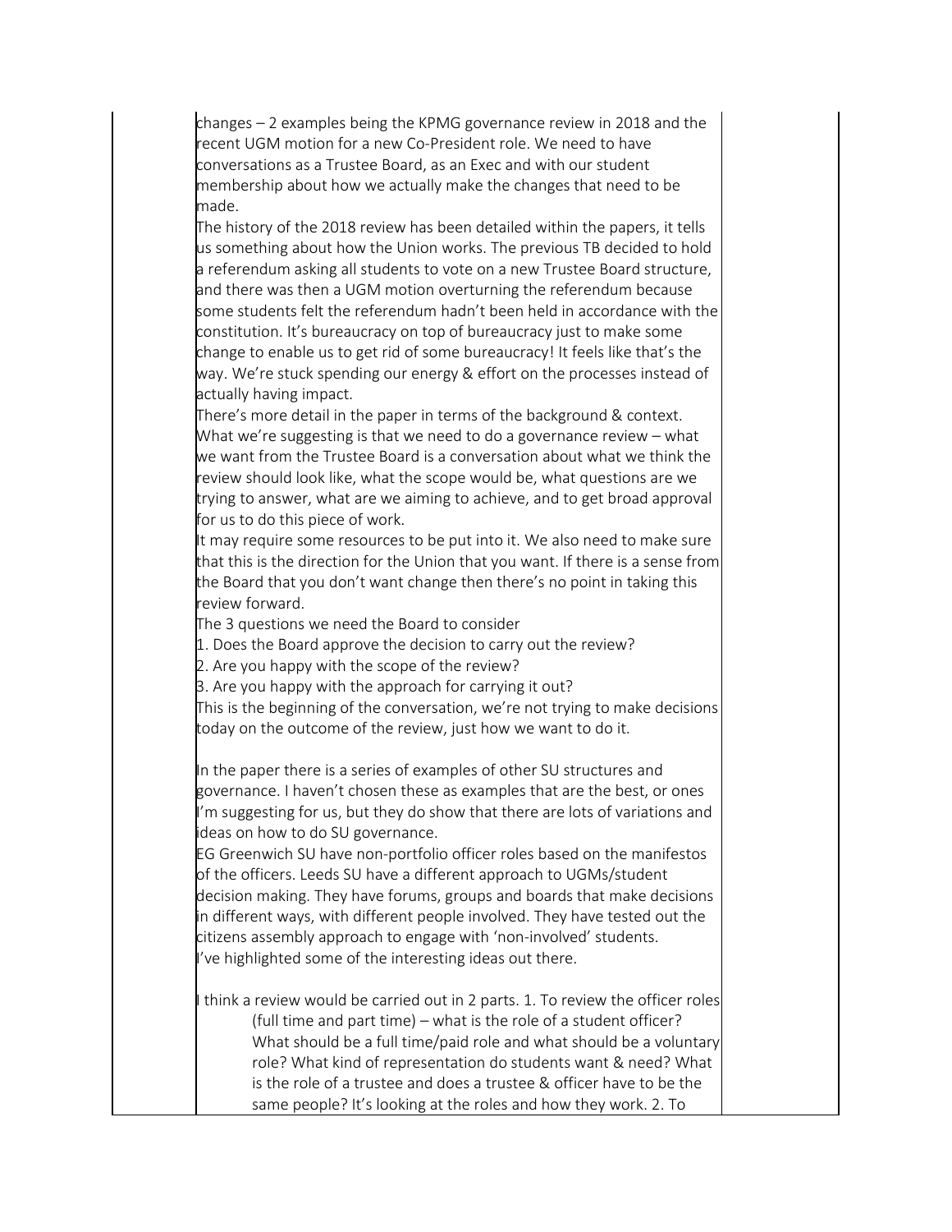changes – 2 examples being the KPMG governance review in 2018 and the recent UGM motion for a new Co-President role. We need to have conversations as a Trustee Board, as an Exec and with our student membership about how we actually make the changes that need to be made.

The history of the 2018 review has been detailed within the papers, it tells us something about how the Union works. The previous TB decided to hold a referendum asking all students to vote on a new Trustee Board structure, and there was then a UGM motion overturning the referendum because some students felt the referendum hadn't been held in accordance with the constitution. It's bureaucracy on top of bureaucracy just to make some change to enable us to get rid of some bureaucracy! It feels like that's the way. We're stuck spending our energy & effort on the processes instead of actually having impact.

There's more detail in the paper in terms of the background & context. What we're suggesting is that we need to do a governance review – what we want from the Trustee Board is a conversation about what we think the review should look like, what the scope would be, what questions are we trying to answer, what are we aiming to achieve, and to get broad approval for us to do this piece of work.

It may require some resources to be put into it. We also need to make sure that this is the direction for the Union that you want. If there is a sense from the Board that you don't want change then there's no point in taking this review forward.

The 3 questions we need the Board to consider

1. Does the Board approve the decision to carry out the review?
2. Are you happy with the scope of the review?
3. Are you happy with the approach for carrying it out?

This is the beginning of the conversation, we're not trying to make decisions today on the outcome of the review, just how we want to do it.

In the paper there is a series of examples of other SU structures and governance. I haven't chosen these as examples that are the best, or ones I'm suggesting for us, but they do show that there are lots of variations and ideas on how to do SU governance.

EG Greenwich SU have non-portfolio officer roles based on the manifestos of the officers. Leeds SU have a different approach to UGMs/student decision making. They have forums, groups and boards that make decisions in different ways, with different people involved. They have tested out the citizens assembly approach to engage with 'non-involved' students.

I've highlighted some of the interesting ideas out there.

I think a review would be carried out in 2 parts. 1. To review the officer roles (full time and part time) – what is the role of a student officer? What should be a full time/paid role and what should be a voluntary role? What kind of representation do students want & need? What is the role of a trustee and does a trustee & officer have to be the same people? It's looking at the roles and how they work. 2. To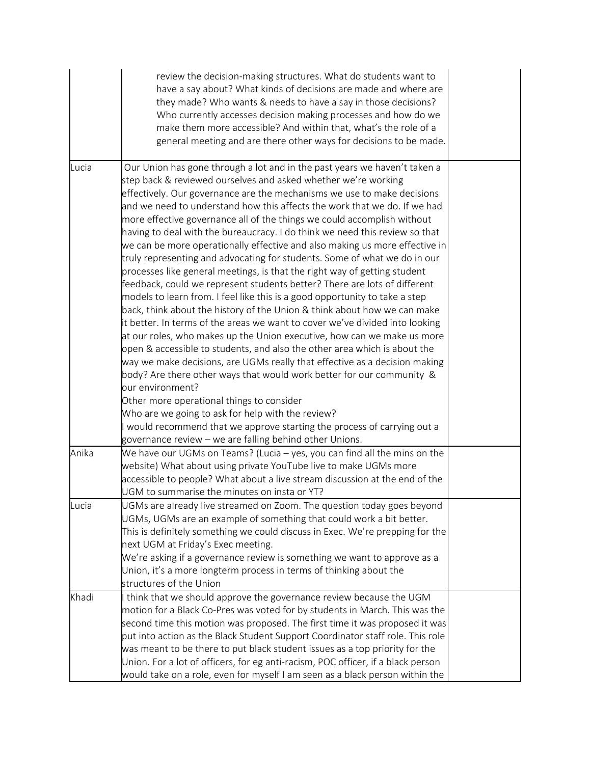| | | |
|---|---|---|
| | review the decision-making structures. What do students want to have a say about? What kinds of decisions are made and where are they made? Who wants & needs to have a say in those decisions? Who currently accesses decision making processes and how do we make them more accessible? And within that, what's the role of a general meeting and are there other ways for decisions to be made. | |
| Lucia | Our Union has gone through a lot and in the past years we haven't taken a step back & reviewed ourselves and asked whether we're working effectively. Our governance are the mechanisms we use to make decisions and we need to understand how this affects the work that we do. If we had more effective governance all of the things we could accomplish without having to deal with the bureaucracy. I do think we need this review so that we can be more operationally effective and also making us more effective in truly representing and advocating for students. Some of what we do in our processes like general meetings, is that the right way of getting student feedback, could we represent students better? There are lots of different models to learn from. I feel like this is a good opportunity to take a step back, think about the history of the Union & think about how we can make it better. In terms of the areas we want to cover we've divided into looking at our roles, who makes up the Union executive, how can we make us more open & accessible to students, and also the other area which is about the way we make decisions, are UGMs really that effective as a decision making body? Are there other ways that would work better for our community & our environment?<br>Other more operational things to consider<br>Who are we going to ask for help with the review?<br>I would recommend that we approve starting the process of carrying out a governance review – we are falling behind other Unions. | |
| Anika | We have our UGMs on Teams? (Lucia – yes, you can find all the mins on the website) What about using private YouTube live to make UGMs more accessible to people? What about a live stream discussion at the end of the UGM to summarise the minutes on insta or YT? | |
| Lucia | UGMs are already live streamed on Zoom. The question today goes beyond UGMs, UGMs are an example of something that could work a bit better. This is definitely something we could discuss in Exec. We're prepping for the next UGM at Friday's Exec meeting.<br>We're asking if a governance review is something we want to approve as a Union, it's a more longterm process in terms of thinking about the structures of the Union | |
| Khadi | I think that we should approve the governance review because the UGM motion for a Black Co-Pres was voted for by students in March. This was the second time this motion was proposed. The first time it was proposed it was put into action as the Black Student Support Coordinator staff role. This role was meant to be there to put black student issues as a top priority for the Union. For a lot of officers, for eg anti-racism, POC officer, if a black person would take on a role, even for myself I am seen as a black person within the | |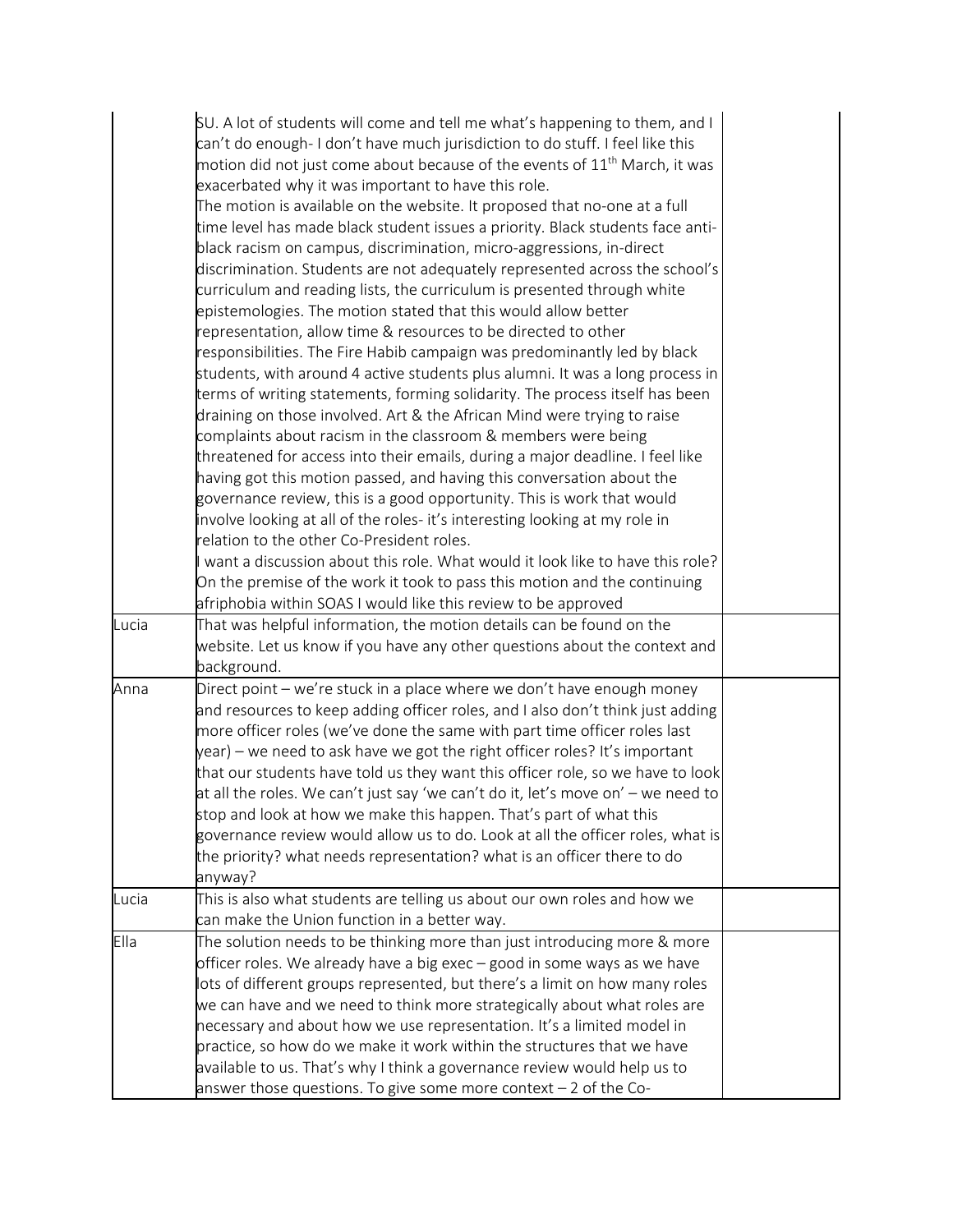| | | |
|---|---|---|
| | SU. A lot of students will come and tell me what's happening to them, and I can't do enough- I don't have much jurisdiction to do stuff. I feel like this motion did not just come about because of the events of 11th March, it was exacerbated why it was important to have this role.<br>The motion is available on the website. It proposed that no-one at a full time level has made black student issues a priority. Black students face anti-black racism on campus, discrimination, micro-aggressions, in-direct discrimination. Students are not adequately represented across the school's curriculum and reading lists, the curriculum is presented through white epistemologies. The motion stated that this would allow better representation, allow time & resources to be directed to other responsibilities. The Fire Habib campaign was predominantly led by black students, with around 4 active students plus alumni. It was a long process in terms of writing statements, forming solidarity. The process itself has been draining on those involved. Art & the African Mind were trying to raise complaints about racism in the classroom & members were being threatened for access into their emails, during a major deadline. I feel like having got this motion passed, and having this conversation about the governance review, this is a good opportunity. This is work that would involve looking at all of the roles- it's interesting looking at my role in relation to the other Co-President roles.<br>I want a discussion about this role. What would it look like to have this role? On the premise of the work it took to pass this motion and the continuing afriphobia within SOAS I would like this review to be approved | |
| Lucia | That was helpful information, the motion details can be found on the website. Let us know if you have any other questions about the context and background. | |
| Anna | Direct point – we're stuck in a place where we don't have enough money and resources to keep adding officer roles, and I also don't think just adding more officer roles (we've done the same with part time officer roles last year) – we need to ask have we got the right officer roles? It's important that our students have told us they want this officer role, so we have to look at all the roles. We can't just say 'we can't do it, let's move on' – we need to stop and look at how we make this happen. That's part of what this governance review would allow us to do. Look at all the officer roles, what is the priority? what needs representation? what is an officer there to do anyway? | |
| Lucia | This is also what students are telling us about our own roles and how we can make the Union function in a better way. | |
| Ella | The solution needs to be thinking more than just introducing more & more officer roles. We already have a big exec – good in some ways as we have lots of different groups represented, but there's a limit on how many roles we can have and we need to think more strategically about what roles are necessary and about how we use representation. It's a limited model in practice, so how do we make it work within the structures that we have available to us. That's why I think a governance review would help us to answer those questions. To give some more context – 2 of the Co- | |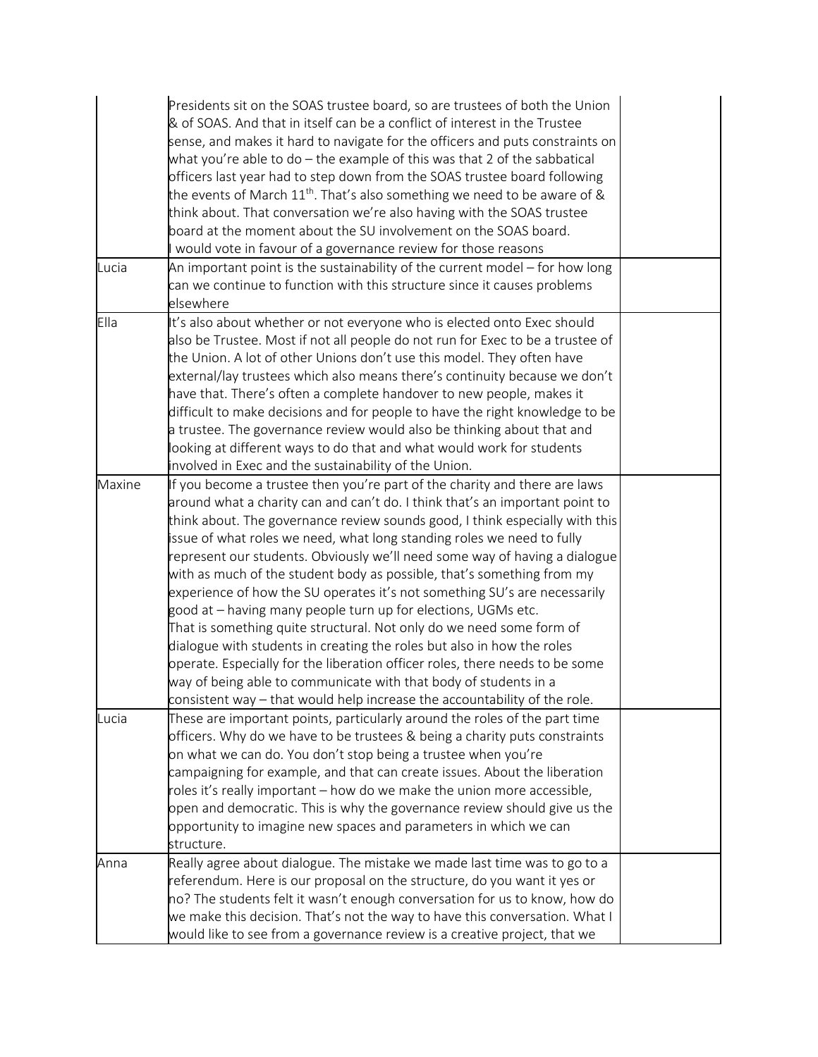| | | |
|---|---|---|
| | Presidents sit on the SOAS trustee board, so are trustees of both the Union & of SOAS. And that in itself can be a conflict of interest in the Trustee sense, and makes it hard to navigate for the officers and puts constraints on what you're able to do – the example of this was that 2 of the sabbatical officers last year had to step down from the SOAS trustee board following the events of March 11th. That's also something we need to be aware of & think about. That conversation we're also having with the SOAS trustee board at the moment about the SU involvement on the SOAS board.<br>I would vote in favour of a governance review for those reasons | |
| Lucia | An important point is the sustainability of the current model – for how long can we continue to function with this structure since it causes problems elsewhere | |
| Ella | It's also about whether or not everyone who is elected onto Exec should also be Trustee. Most if not all people do not run for Exec to be a trustee of the Union. A lot of other Unions don't use this model. They often have external/lay trustees which also means there's continuity because we don't have that. There's often a complete handover to new people, makes it difficult to make decisions and for people to have the right knowledge to be a trustee. The governance review would also be thinking about that and looking at different ways to do that and what would work for students involved in Exec and the sustainability of the Union. | |
| Maxine | If you become a trustee then you're part of the charity and there are laws around what a charity can and can't do. I think that's an important point to think about. The governance review sounds good, I think especially with this issue of what roles we need, what long standing roles we need to fully represent our students. Obviously we'll need some way of having a dialogue with as much of the student body as possible, that's something from my experience of how the SU operates it's not something SU's are necessarily good at – having many people turn up for elections, UGMs etc.<br>That is something quite structural. Not only do we need some form of dialogue with students in creating the roles but also in how the roles operate. Especially for the liberation officer roles, there needs to be some way of being able to communicate with that body of students in a consistent way – that would help increase the accountability of the role. | |
| Lucia | These are important points, particularly around the roles of the part time officers. Why do we have to be trustees & being a charity puts constraints on what we can do. You don't stop being a trustee when you're campaigning for example, and that can create issues. About the liberation roles it's really important – how do we make the union more accessible, open and democratic. This is why the governance review should give us the opportunity to imagine new spaces and parameters in which we can structure. | |
| Anna | Really agree about dialogue. The mistake we made last time was to go to a referendum. Here is our proposal on the structure, do you want it yes or no? The students felt it wasn't enough conversation for us to know, how do we make this decision. That's not the way to have this conversation. What I would like to see from a governance review is a creative project, that we | |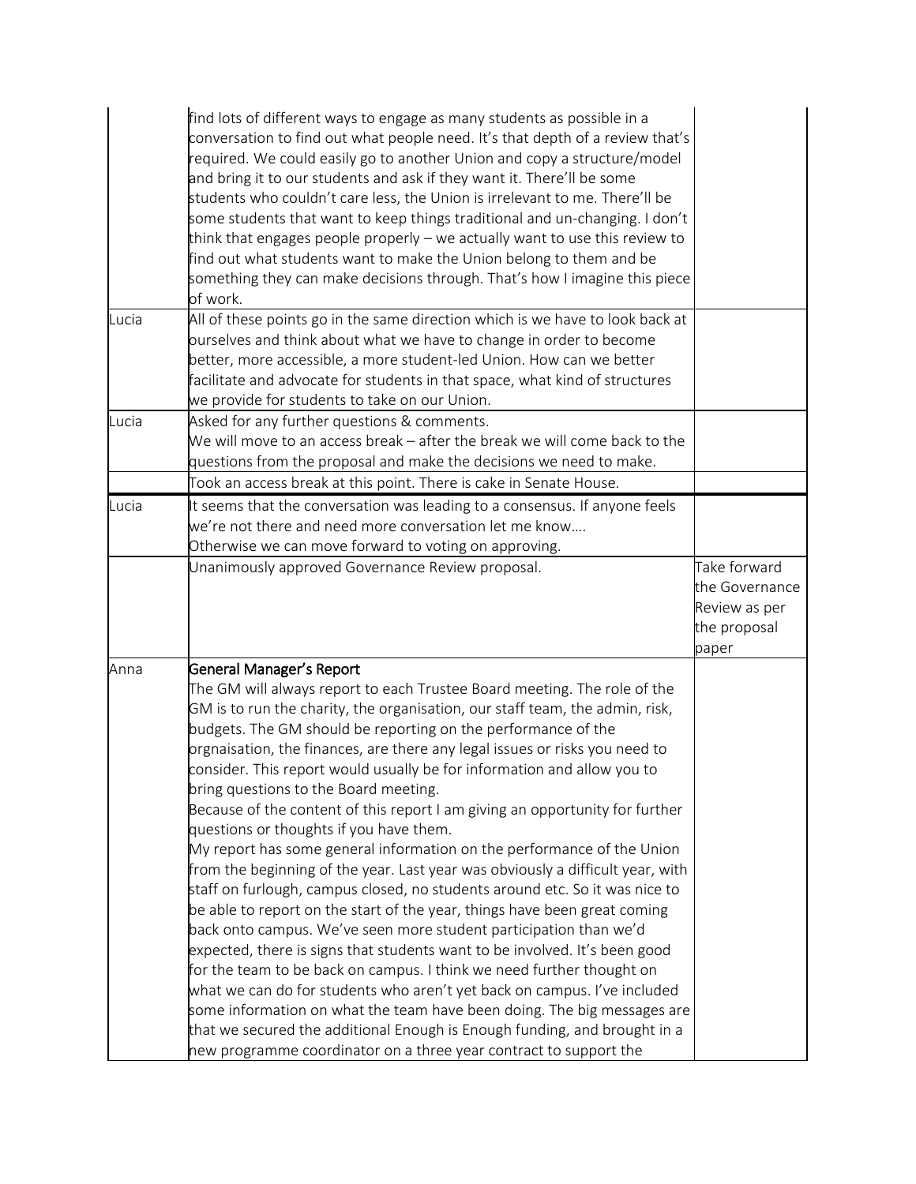| | | |
|---|---|---|
| | find lots of different ways to engage as many students as possible in a conversation to find out what people need. It's that depth of a review that's required. We could easily go to another Union and copy a structure/model and bring it to our students and ask if they want it. There'll be some students who couldn't care less, the Union is irrelevant to me. There'll be some students that want to keep things traditional and un-changing. I don't think that engages people properly – we actually want to use this review to find out what students want to make the Union belong to them and be something they can make decisions through. That's how I imagine this piece of work. | |
| Lucia | All of these points go in the same direction which is we have to look back at ourselves and think about what we have to change in order to become better, more accessible, a more student-led Union. How can we better facilitate and advocate for students in that space, what kind of structures we provide for students to take on our Union. | |
| Lucia | Asked for any further questions & comments.<br>We will move to an access break – after the break we will come back to the questions from the proposal and make the decisions we need to make. | |
| | Took an access break at this point. There is cake in Senate House. | |
| Lucia | It seems that the conversation was leading to a consensus. If anyone feels we're not there and need more conversation let me know….<br>Otherwise we can move forward to voting on approving. | |
| | Unanimously approved Governance Review proposal. | Take forward the Governance Review as per the proposal paper |
| Anna | **General Manager's Report**<br>The GM will always report to each Trustee Board meeting. The role of the GM is to run the charity, the organisation, our staff team, the admin, risk, budgets. The GM should be reporting on the performance of the orgnaisation, the finances, are there any legal issues or risks you need to consider. This report would usually be for information and allow you to bring questions to the Board meeting.<br>Because of the content of this report I am giving an opportunity for further questions or thoughts if you have them.<br>My report has some general information on the performance of the Union from the beginning of the year. Last year was obviously a difficult year, with staff on furlough, campus closed, no students around etc. So it was nice to be able to report on the start of the year, things have been great coming back onto campus. We've seen more student participation than we'd expected, there is signs that students want to be involved. It's been good for the team to be back on campus. I think we need further thought on what we can do for students who aren't yet back on campus. I've included some information on what the team have been doing. The big messages are that we secured the additional Enough is Enough funding, and brought in a new programme coordinator on a three year contract to support the | |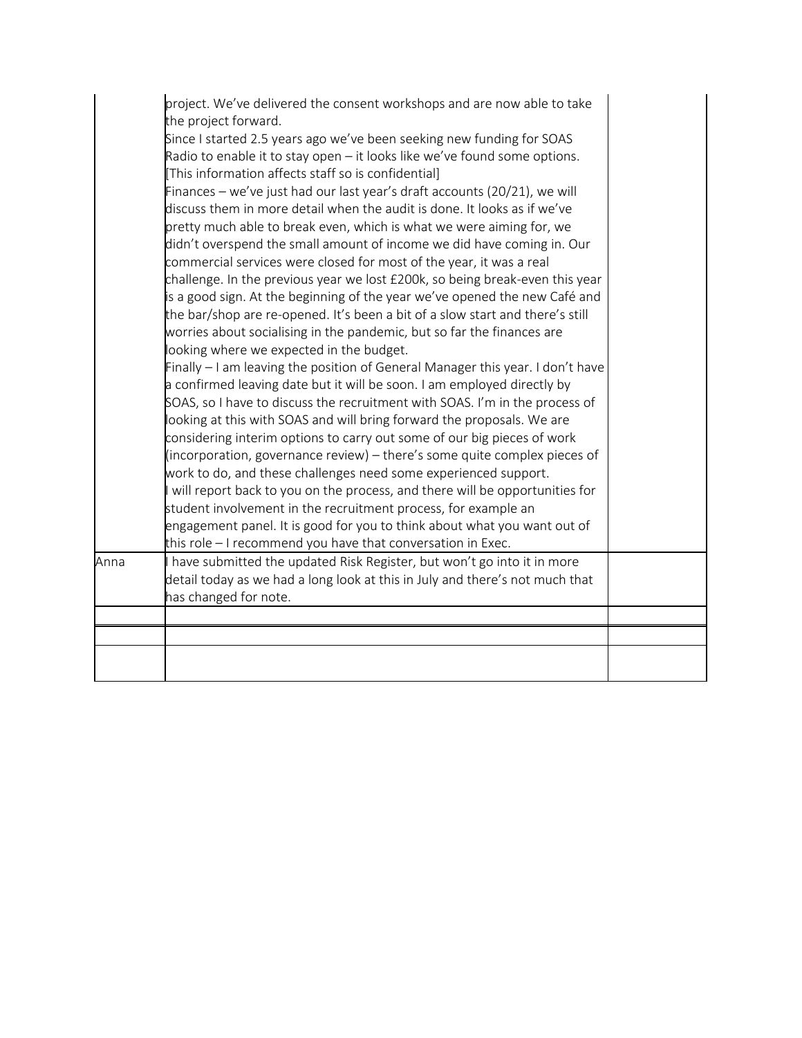| | | |
|---|---|---|
| | project. We've delivered the consent workshops and are now able to take the project forward.<br>Since I started 2.5 years ago we've been seeking new funding for SOAS Radio to enable it to stay open – it looks like we've found some options. [This information affects staff so is confidential]<br>Finances – we've just had our last year's draft accounts (20/21), we will discuss them in more detail when the audit is done. It looks as if we've pretty much able to break even, which is what we were aiming for, we didn't overspend the small amount of income we did have coming in. Our commercial services were closed for most of the year, it was a real challenge. In the previous year we lost £200k, so being break-even this year is a good sign. At the beginning of the year we've opened the new Café and the bar/shop are re-opened. It's been a bit of a slow start and there's still worries about socialising in the pandemic, but so far the finances are looking where we expected in the budget.<br>Finally – I am leaving the position of General Manager this year. I don't have a confirmed leaving date but it will be soon. I am employed directly by SOAS, so I have to discuss the recruitment with SOAS. I'm in the process of looking at this with SOAS and will bring forward the proposals. We are considering interim options to carry out some of our big pieces of work (incorporation, governance review) – there's some quite complex pieces of work to do, and these challenges need some experienced support.<br>I will report back to you on the process, and there will be opportunities for student involvement in the recruitment process, for example an engagement panel. It is good for you to think about what you want out of this role – I recommend you have that conversation in Exec. | |
| Anna | I have submitted the updated Risk Register, but won't go into it in more detail today as we had a long look at this in July and there's not much that has changed for note. | |
| | | |
| | | |
| | | |